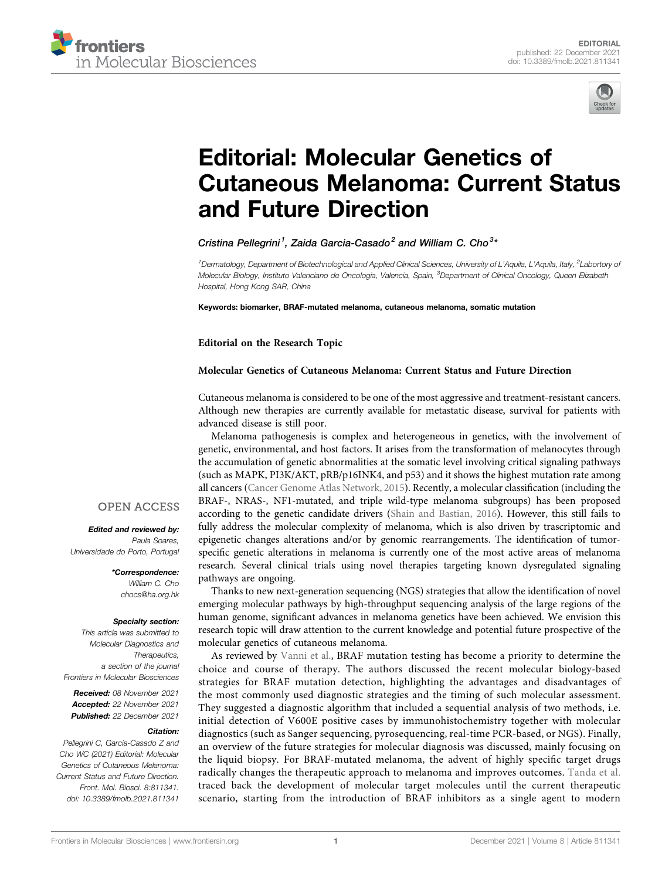EDITORIAL
published: 22 December 2021
doi: 10.3389/fmolb.2021.811341

# Editorial: Molecular Genetics of Cutaneous Melanoma: Current Status and Future Direction

*Cristina Pellegrini[1], Zaida Garcia-Casado[2] and William C. Cho[3]\**

[1]Dermatology, Department of Biotechnological and Applied Clinical Sciences, University of L'Aquila, L'Aquila, Italy, [2]Labortory of Molecular Biology, Instituto Valenciano de Oncologia, Valencia, Spain, [3]Department of Clinical Oncology, Queen Elizabeth Hospital, Hong Kong SAR, China

**Keywords: biomarker, BRAF-mutated melanoma, cutaneous melanoma, somatic mutation**

**Editorial on the Research Topic**

**Molecular Genetics of Cutaneous Melanoma: Current Status and Future Direction**

Cutaneous melanoma is considered to be one of the most aggressive and treatment-resistant cancers. Although new therapies are currently available for metastatic disease, survival for patients with advanced disease is still poor.

Melanoma pathogenesis is complex and heterogeneous in genetics, with the involvement of genetic, environmental, and host factors. It arises from the transformation of melanocytes through the accumulation of genetic abnormalities at the somatic level involving critical signaling pathways (such as MAPK, PI3K/AKT, pRB/p16INK4, and p53) and it shows the highest mutation rate among all cancers (Cancer Genome Atlas Network, 2015). Recently, a molecular classification (including the BRAF-, NRAS-, NF1-mutated, and triple wild-type melanoma subgroups) has been proposed according to the genetic candidate drivers (Shain and Bastian, 2016). However, this still fails to fully address the molecular complexity of melanoma, which is also driven by trascriptomic and epigenetic changes alterations and/or by genomic rearrangements. The identification of tumor-specific genetic alterations in melanoma is currently one of the most active areas of melanoma research. Several clinical trials using novel therapies targeting known dysregulated signaling pathways are ongoing.

Thanks to new next-generation sequencing (NGS) strategies that allow the identification of novel emerging molecular pathways by high-throughput sequencing analysis of the large regions of the human genome, significant advances in melanoma genetics have been achieved. We envision this research topic will draw attention to the current knowledge and potential future prospective of the molecular genetics of cutaneous melanoma.

As reviewed by Vanni et al., BRAF mutation testing has become a priority to determine the choice and course of therapy. The authors discussed the recent molecular biology-based strategies for BRAF mutation detection, highlighting the advantages and disadvantages of the most commonly used diagnostic strategies and the timing of such molecular assessment. They suggested a diagnostic algorithm that included a sequential analysis of two methods, i.e. initial detection of V600E positive cases by immunohistochemistry together with molecular diagnostics (such as Sanger sequencing, pyrosequencing, real-time PCR-based, or NGS). Finally, an overview of the future strategies for molecular diagnosis was discussed, mainly focusing on the liquid biopsy. For BRAF-mutated melanoma, the advent of highly specific target drugs radically changes the therapeutic approach to melanoma and improves outcomes. Tanda et al. traced back the development of molecular target molecules until the current therapeutic scenario, starting from the introduction of BRAF inhibitors as a single agent to modern

**OPEN ACCESS**

***Edited and reviewed by:***
*Paula Soares,*
*Universidade do Porto, Portugal*

***\*Correspondence:***
*William C. Cho*
*chocs@ha.org.hk*

***Specialty section:***
*This article was submitted to Molecular Diagnostics and Therapeutics, a section of the journal Frontiers in Molecular Biosciences*

***Received:*** *08 November 2021*
***Accepted:*** *22 November 2021*
***Published:*** *22 December 2021*

***Citation:***
*Pellegrini C, Garcia-Casado Z and Cho WC (2021) Editorial: Molecular Genetics of Cutaneous Melanoma: Current Status and Future Direction. Front. Mol. Biosci. 8:811341. doi: 10.3389/fmolb.2021.811341*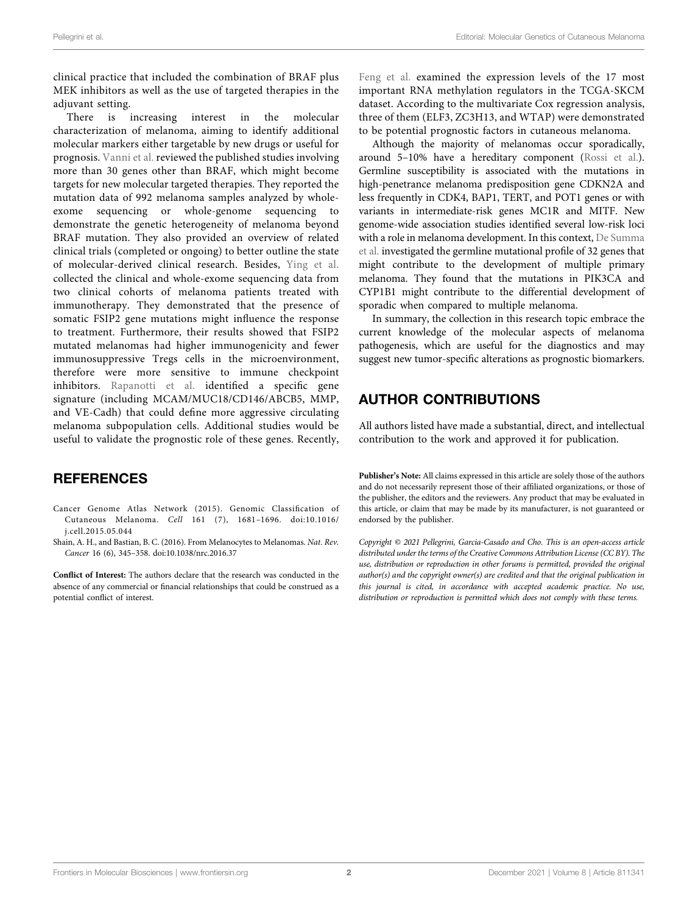clinical practice that included the combination of BRAF plus MEK inhibitors as well as the use of targeted therapies in the adjuvant setting.

There is increasing interest in the molecular characterization of melanoma, aiming to identify additional molecular markers either targetable by new drugs or useful for prognosis. Vanni et al. reviewed the published studies involving more than 30 genes other than BRAF, which might become targets for new molecular targeted therapies. They reported the mutation data of 992 melanoma samples analyzed by whole-exome sequencing or whole-genome sequencing to demonstrate the genetic heterogeneity of melanoma beyond BRAF mutation. They also provided an overview of related clinical trials (completed or ongoing) to better outline the state of molecular-derived clinical research. Besides, Ying et al. collected the clinical and whole-exome sequencing data from two clinical cohorts of melanoma patients treated with immunotherapy. They demonstrated that the presence of somatic FSIP2 gene mutations might influence the response to treatment. Furthermore, their results showed that FSIP2 mutated melanomas had higher immunogenicity and fewer immunosuppressive Tregs cells in the microenvironment, therefore were more sensitive to immune checkpoint inhibitors. Rapanotti et al. identified a specific gene signature (including MCAM/MUC18/CD146/ABCB5, MMP, and VE-Cadh) that could define more aggressive circulating melanoma subpopulation cells. Additional studies would be useful to validate the prognostic role of these genes. Recently, Feng et al. examined the expression levels of the 17 most important RNA methylation regulators in the TCGA-SKCM dataset. According to the multivariate Cox regression analysis, three of them (ELF3, ZC3H13, and WTAP) were demonstrated to be potential prognostic factors in cutaneous melanoma.

Although the majority of melanomas occur sporadically, around 5–10% have a hereditary component (Rossi et al.). Germline susceptibility is associated with the mutations in high-penetrance melanoma predisposition gene CDKN2A and less frequently in CDK4, BAP1, TERT, and POT1 genes or with variants in intermediate-risk genes MC1R and MITF. New genome-wide association studies identified several low-risk loci with a role in melanoma development. In this context, De Summa et al. investigated the germline mutational profile of 32 genes that might contribute to the development of multiple primary melanoma. They found that the mutations in PIK3CA and CYP1B1 might contribute to the differential development of sporadic when compared to multiple melanoma.

In summary, the collection in this research topic embrace the current knowledge of the molecular aspects of melanoma pathogenesis, which are useful for the diagnostics and may suggest new tumor-specific alterations as prognostic biomarkers.

## AUTHOR CONTRIBUTIONS

All authors listed have made a substantial, direct, and intellectual contribution to the work and approved it for publication.

## REFERENCES

Cancer Genome Atlas Network (2015). Genomic Classification of Cutaneous Melanoma. *Cell* 161 (7), 1681–1696. doi:10.1016/j.cell.2015.05.044

Shain, A. H., and Bastian, B. C. (2016). From Melanocytes to Melanomas. *Nat. Rev. Cancer* 16 (6), 345–358. doi:10.1038/nrc.2016.37

**Conflict of Interest:** The authors declare that the research was conducted in the absence of any commercial or financial relationships that could be construed as a potential conflict of interest.

**Publisher's Note:** All claims expressed in this article are solely those of the authors and do not necessarily represent those of their affiliated organizations, or those of the publisher, the editors and the reviewers. Any product that may be evaluated in this article, or claim that may be made by its manufacturer, is not guaranteed or endorsed by the publisher.

*Copyright © 2021 Pellegrini, Garcia-Casado and Cho. This is an open-access article distributed under the terms of the Creative Commons Attribution License (CC BY). The use, distribution or reproduction in other forums is permitted, provided the original author(s) and the copyright owner(s) are credited and that the original publication in this journal is cited, in accordance with accepted academic practice. No use, distribution or reproduction is permitted which does not comply with these terms.*